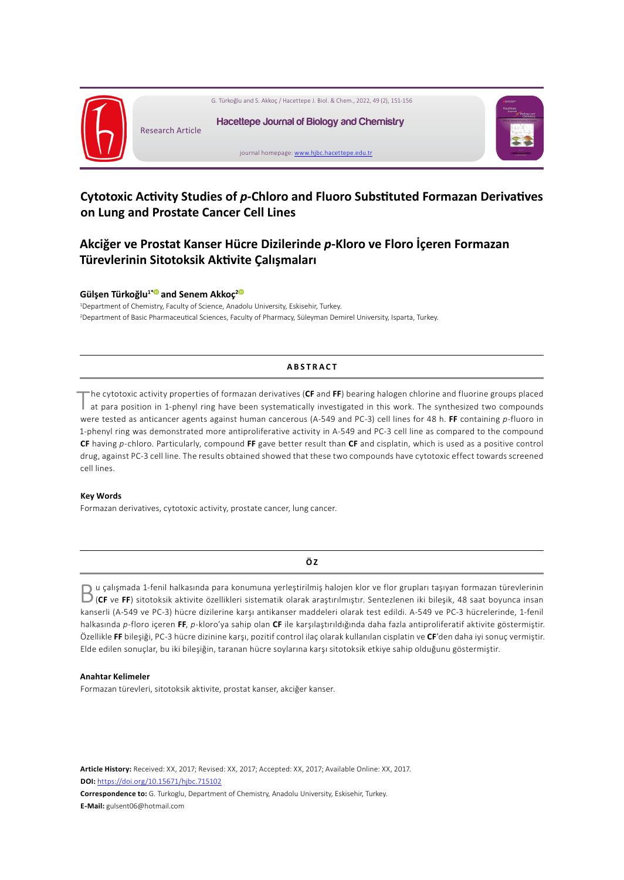Research Article

# Cytotoxic Activity Studies of *p*-Chloro and Fluoro Substituted Formazan Derivatives on Lung and Prostate Cancer Cell Lines

# Akciğer ve Prostat Kanser Hücre Dizilerinde *p*-Kloro ve Floro İçeren Formazan Türevlerinin Sitotoksik Aktivite Çalışmaları

**Gülşen Türkoğlu[1*] and Senem Akkoç[2]**

[1]Department of Chemistry, Faculty of Science, Anadolu University, Eskisehir, Turkey.
[2]Department of Basic Pharmaceutical Sciences, Faculty of Pharmacy, Süleyman Demirel University, Isparta, Turkey.

## ABSTRACT

The cytotoxic activity properties of formazan derivatives (**CF** and **FF**) bearing halogen chlorine and fluorine groups placed at para position in 1-phenyl ring have been systematically investigated in this work. The synthesized two compounds were tested as anticancer agents against human cancerous (A-549 and PC-3) cell lines for 48 h. **FF** containing *p*-fluoro in 1-phenyl ring was demonstrated more antiproliferative activity in A-549 and PC-3 cell line as compared to the compound **CF** having *p*-chloro. Particularly, compound **FF** gave better result than **CF** and cisplatin, which is used as a positive control drug, against PC-3 cell line. The results obtained showed that these two compounds have cytotoxic effect towards screened cell lines.

**Key Words**

Formazan derivatives, cytotoxic activity, prostate cancer, lung cancer.

## ÖZ

Bu çalışmada 1-fenil halkasında para konumuna yerleştirilmiş halojen klor ve flor grupları taşıyan formazan türevlerinin (**CF** ve **FF**) sitotoksik aktivite özellikleri sistematik olarak araştırılmıştır. Sentezlenen iki bileşik, 48 saat boyunca insan kanserli (A-549 ve PC-3) hücre dizilerine karşı antikanser maddeleri olarak test edildi. A-549 ve PC-3 hücrelerinde, 1-fenil halkasında *p*-floro içeren **FF**, *p*-kloro'ya sahip olan **CF** ile karşılaştırıldığında daha fazla antiproliferatif aktivite göstermiştir. Özellikle **FF** bileşiği, PC-3 hücre dizinine karşı, pozitif control ilaç olarak kullanılan cisplatin ve **CF**'den daha iyi sonuç vermiştir. Elde edilen sonuçlar, bu iki bileşiğin, taranan hücre soylarına karşı sitotoksik etkiye sahip olduğunu göstermiştir.

**Anahtar Kelimeler**

Formazan türevleri, sitotoksik aktivite, prostat kanser, akciğer kanser.

**Article History:** Received: XX, 2017; Revised: XX, 2017; Accepted: XX, 2017; Available Online: XX, 2017.

**DOI:** https://doi.org/10.15671/hjbc.715102

**Correspondence to:** G. Turkoglu, Department of Chemistry, Anadolu University, Eskisehir, Turkey.

**E-Mail:** gulsent06@hotmail.com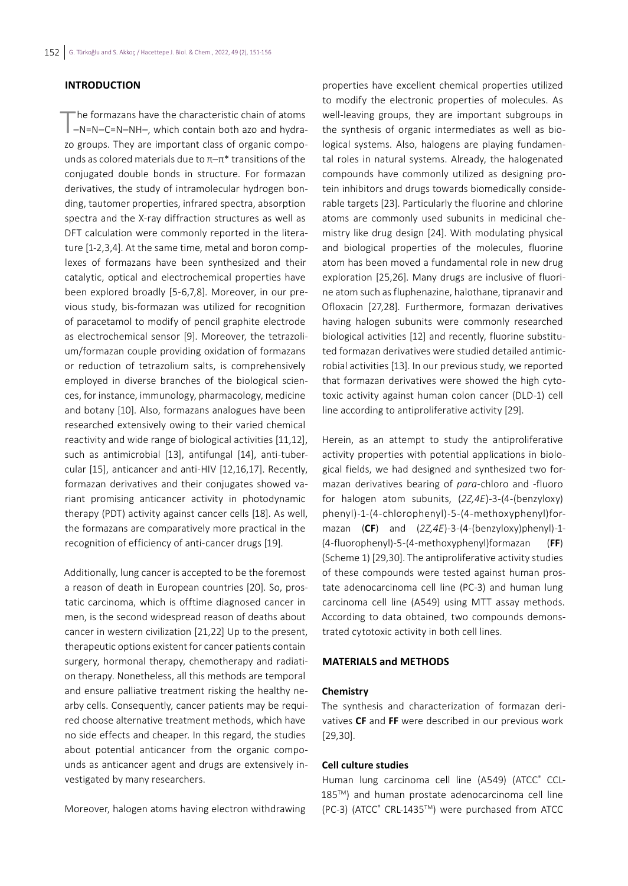## INTRODUCTION

The formazans have the characteristic chain of atoms –N=N–C=N–NH–, which contain both azo and hydrazo groups. They are important class of organic compounds as colored materials due to π–π* transitions of the conjugated double bonds in structure. For formazan derivatives, the study of intramolecular hydrogen bonding, tautomer properties, infrared spectra, absorption spectra and the X-ray diffraction structures as well as DFT calculation were commonly reported in the literature [1-2,3,4]. At the same time, metal and boron complexes of formazans have been synthesized and their catalytic, optical and electrochemical properties have been explored broadly [5-6,7,8]. Moreover, in our previous study, bis-formazan was utilized for recognition of paracetamol to modify of pencil graphite electrode as electrochemical sensor [9]. Moreover, the tetrazolium/formazan couple providing oxidation of formazans or reduction of tetrazolium salts, is comprehensively employed in diverse branches of the biological sciences, for instance, immunology, pharmacology, medicine and botany [10]. Also, formazans analogues have been researched extensively owing to their varied chemical reactivity and wide range of biological activities [11,12], such as antimicrobial [13], antifungal [14], anti-tubercular [15], anticancer and anti-HIV [12,16,17]. Recently, formazan derivatives and their conjugates showed variant promising anticancer activity in photodynamic therapy (PDT) activity against cancer cells [18]. As well, the formazans are comparatively more practical in the recognition of efficiency of anti-cancer drugs [19].

Additionally, lung cancer is accepted to be the foremost a reason of death in European countries [20]. So, prostatic carcinoma, which is offtime diagnosed cancer in men, is the second widespread reason of deaths about cancer in western civilization [21,22] Up to the present, therapeutic options existent for cancer patients contain surgery, hormonal therapy, chemotherapy and radiation therapy. Nonetheless, all this methods are temporal and ensure palliative treatment risking the healthy nearby cells. Consequently, cancer patients may be required choose alternative treatment methods, which have no side effects and cheaper. In this regard, the studies about potential anticancer from the organic compounds as anticancer agent and drugs are extensively investigated by many researchers.

Moreover, halogen atoms having electron withdrawing properties have excellent chemical properties utilized to modify the electronic properties of molecules. As well-leaving groups, they are important subgroups in the synthesis of organic intermediates as well as biological systems. Also, halogens are playing fundamental roles in natural systems. Already, the halogenated compounds have commonly utilized as designing protein inhibitors and drugs towards biomedically considerable targets [23]. Particularly the fluorine and chlorine atoms are commonly used subunits in medicinal chemistry like drug design [24]. With modulating physical and biological properties of the molecules, fluorine atom has been moved a fundamental role in new drug exploration [25,26]. Many drugs are inclusive of fluorine atom such as fluphenazine, halothane, tipranavir and Ofloxacin [27,28]. Furthermore, formazan derivatives having halogen subunits were commonly researched biological activities [12] and recently, fluorine substituted formazan derivatives were studied detailed antimicrobial activities [13]. In our previous study, we reported that formazan derivatives were showed the high cytotoxic activity against human colon cancer (DLD-1) cell line according to antiproliferative activity [29].

Herein, as an attempt to study the antiproliferative activity properties with potential applications in biological fields, we had designed and synthesized two formazan derivatives bearing of *para*-chloro and -fluoro for halogen atom subunits, (*2Z,4E*)-3-(4-(benzyloxy)phenyl)-1-(4-chlorophenyl)-5-(4-methoxyphenyl)formazan (**CF**) and (*2Z,4E*)-3-(4-(benzyloxy)phenyl)-1-(4-fluorophenyl)-5-(4-methoxyphenyl)formazan (**FF**) (Scheme 1) [29,30]. The antiproliferative activity studies of these compounds were tested against human prostate adenocarcinoma cell line (PC-3) and human lung carcinoma cell line (A549) using MTT assay methods. According to data obtained, two compounds demonstrated cytotoxic activity in both cell lines.

## MATERIALS and METHODS

### Chemistry

The synthesis and characterization of formazan derivatives **CF** and **FF** were described in our previous work [29,30].

### Cell culture studies

Human lung carcinoma cell line (A549) (ATCC® CCL-185™) and human prostate adenocarcinoma cell line (PC-3) (ATCC® CRL-1435™) were purchased from ATCC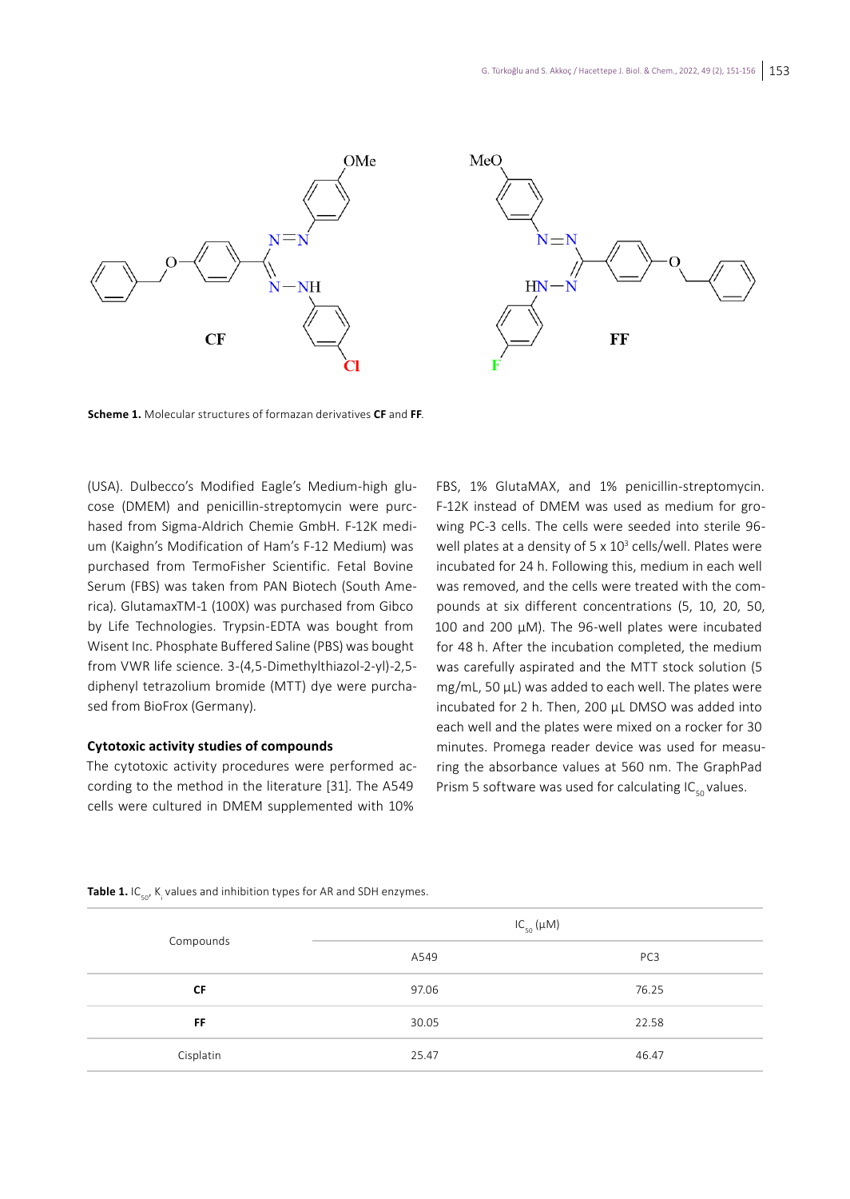**Scheme 1.** Molecular structures of formazan derivatives **CF** and **FF**.

(USA). Dulbecco's Modified Eagle's Medium-high glucose (DMEM) and penicillin-streptomycin were purchased from Sigma-Aldrich Chemie GmbH. F-12K medium (Kaighn's Modification of Ham's F-12 Medium) was purchased from TermoFisher Scientific. Fetal Bovine Serum (FBS) was taken from PAN Biotech (South America). GlutamaxTM-1 (100X) was purchased from Gibco by Life Technologies. Trypsin-EDTA was bought from Wisent Inc. Phosphate Buffered Saline (PBS) was bought from VWR life science. 3-(4,5-Dimethylthiazol-2-yl)-2,5-diphenyl tetrazolium bromide (MTT) dye were purchased from BioFrox (Germany).

### Cytotoxic activity studies of compounds

The cytotoxic activity procedures were performed according to the method in the literature [31]. The A549 cells were cultured in DMEM supplemented with 10% FBS, 1% GlutaMAX, and 1% penicillin-streptomycin. F-12K instead of DMEM was used as medium for growing PC-3 cells. The cells were seeded into sterile 96-well plates at a density of 5 x $10^3$ cells/well. Plates were incubated for 24 h. Following this, medium in each well was removed, and the cells were treated with the compounds at six different concentrations (5, 10, 20, 50, 100 and 200 µM). The 96-well plates were incubated for 48 h. After the incubation completed, the medium was carefully aspirated and the MTT stock solution (5 mg/mL, 50 µL) was added to each well. The plates were incubated for 2 h. Then, 200 µL DMSO was added into each well and the plates were mixed on a rocker for 30 minutes. Promega reader device was used for measuring the absorbance values at 560 nm. The GraphPad Prism 5 software was used for calculating $IC_{50}$ values.

**Table 1.** $IC_{50}$, $K_i$ values and inhibition types for AR and SDH enzymes.

| Compounds | $IC_{50}$ (µM) | |
|---|---|---|
| | A549 | PC3 |
| **CF** | 97.06 | 76.25 |
| **FF** | 30.05 | 22.58 |
| Cisplatin | 25.47 | 46.47 |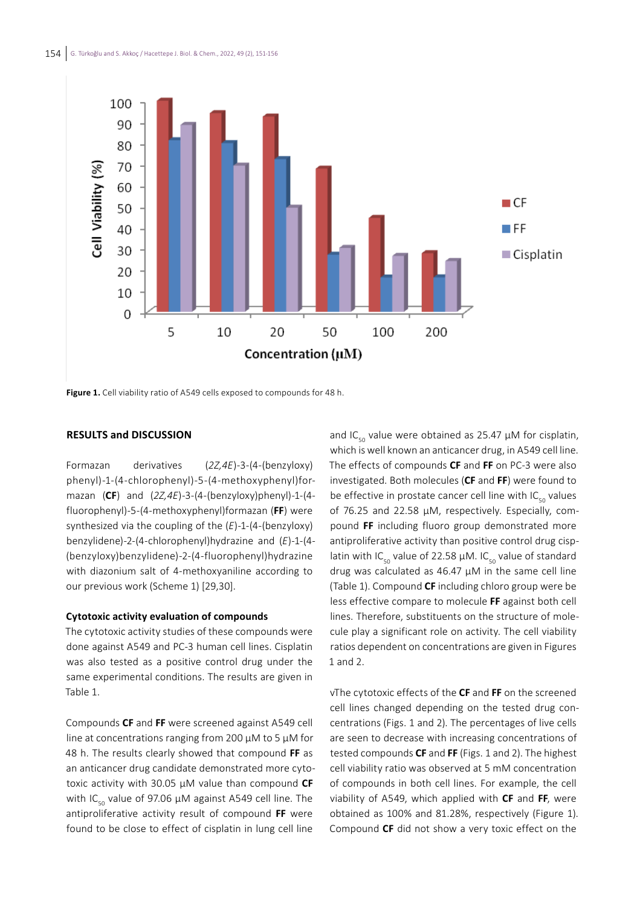Figure 1. Cell viability ratio of A549 cells exposed to compounds for 48 h.

## RESULTS and DISCUSSION

Formazan derivatives (*2Z,4E*)-3-(4-(benzyloxy)phenyl)-1-(4-chlorophenyl)-5-(4-methoxyphenyl)formazan (**CF**) and (*2Z,4E*)-3-(4-(benzyloxy)phenyl)-1-(4-fluorophenyl)-5-(4-methoxyphenyl)formazan (**FF**) were synthesized via the coupling of the (*E*)-1-(4-(benzyloxy)benzylidene)-2-(4-chlorophenyl)hydrazine and (*E*)-1-(4-(benzyloxy)benzylidene)-2-(4-fluorophenyl)hydrazine with diazonium salt of 4-methoxyaniline according to our previous work (Scheme 1) [29,30].

### Cytotoxic activity evaluation of compounds

The cytotoxic activity studies of these compounds were done against A549 and PC-3 human cell lines. Cisplatin was also tested as a positive control drug under the same experimental conditions. The results are given in Table 1.

Compounds **CF** and **FF** were screened against A549 cell line at concentrations ranging from 200 µM to 5 µM for 48 h. The results clearly showed that compound **FF** as an anticancer drug candidate demonstrated more cytotoxic activity with 30.05 µM value than compound **CF** with $IC_{50}$ value of 97.06 µM against A549 cell line. The antiproliferative activity result of compound **FF** were found to be close to effect of cisplatin in lung cell line and $IC_{50}$ value were obtained as 25.47 µM for cisplatin, which is well known an anticancer drug, in A549 cell line. The effects of compounds **CF** and **FF** on PC-3 were also investigated. Both molecules (**CF** and **FF**) were found to be effective in prostate cancer cell line with $IC_{50}$ values of 76.25 and 22.58 µM, respectively. Especially, compound **FF** including fluoro group demonstrated more antiproliferative activity than positive control drug cisplatin with $IC_{50}$ value of 22.58 µM. $IC_{50}$ value of standard drug was calculated as 46.47 µM in the same cell line (Table 1). Compound **CF** including chloro group were be less effective compare to molecule **FF** against both cell lines. Therefore, substituents on the structure of molecule play a significant role on activity. The cell viability ratios dependent on concentrations are given in Figures 1 and 2.

vThe cytotoxic effects of the **CF** and **FF** on the screened cell lines changed depending on the tested drug concentrations (Figs. 1 and 2). The percentages of live cells are seen to decrease with increasing concentrations of tested compounds **CF** and **FF** (Figs. 1 and 2). The highest cell viability ratio was observed at 5 mM concentration of compounds in both cell lines. For example, the cell viability of A549, which applied with **CF** and **FF**, were obtained as 100% and 81.28%, respectively (Figure 1). Compound **CF** did not show a very toxic effect on the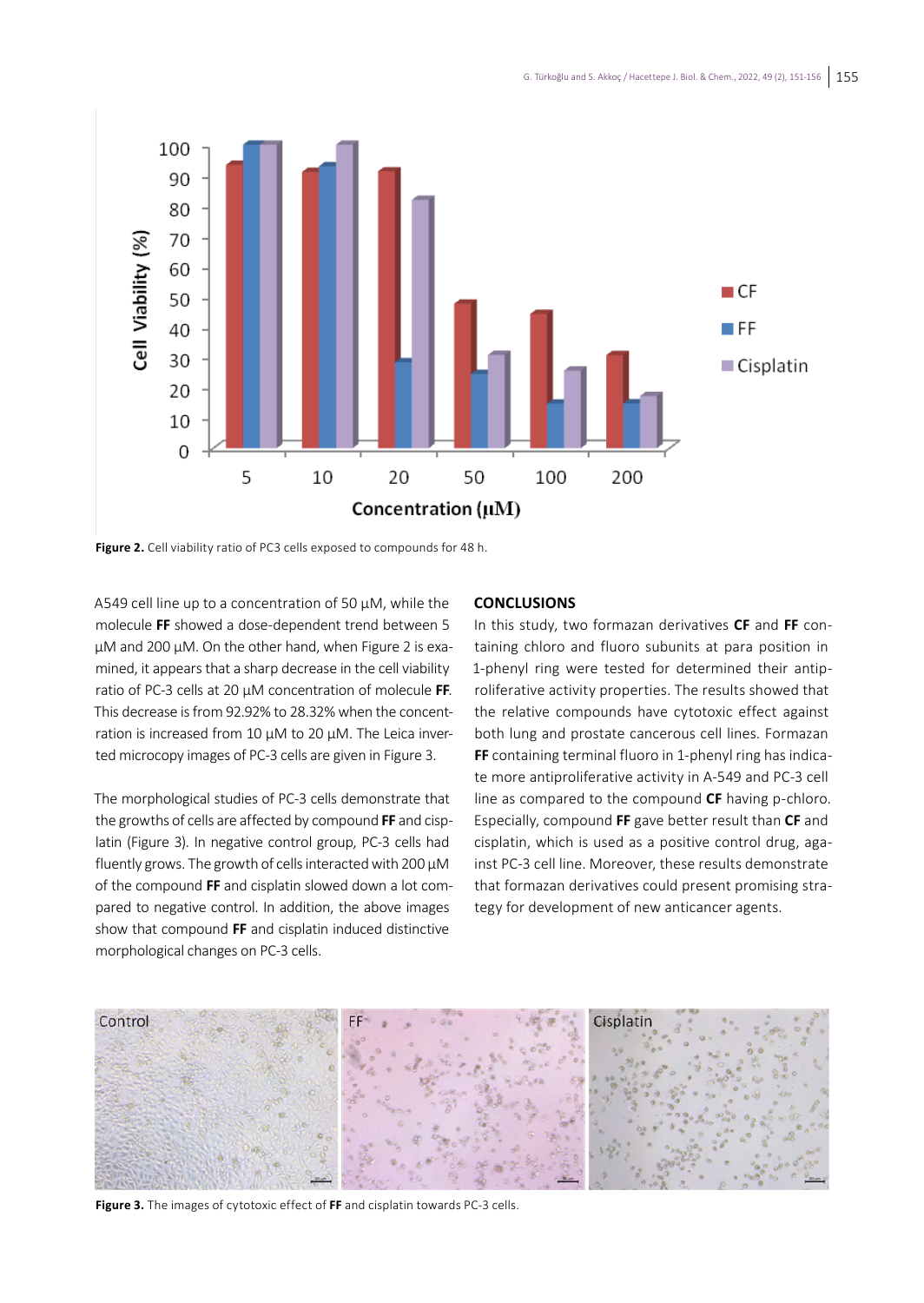**Figure 2.** Cell viability ratio of PC3 cells exposed to compounds for 48 h.

A549 cell line up to a concentration of 50 µM, while the molecule **FF** showed a dose-dependent trend between 5 µM and 200 µM. On the other hand, when Figure 2 is examined, it appears that a sharp decrease in the cell viability ratio of PC-3 cells at 20 µM concentration of molecule **FF**. This decrease is from 92.92% to 28.32% when the concentration is increased from 10 µM to 20 µM. The Leica inverted microcopy images of PC-3 cells are given in Figure 3.

The morphological studies of PC-3 cells demonstrate that the growths of cells are affected by compound **FF** and cisplatin (Figure 3). In negative control group, PC-3 cells had fluently grows. The growth of cells interacted with 200 µM of the compound **FF** and cisplatin slowed down a lot compared to negative control. In addition, the above images show that compound **FF** and cisplatin induced distinctive morphological changes on PC-3 cells.

## CONCLUSIONS

In this study, two formazan derivatives **CF** and **FF** containing chloro and fluoro subunits at para position in 1-phenyl ring were tested for determined their antiproliferative activity properties. The results showed that the relative compounds have cytotoxic effect against both lung and prostate cancerous cell lines. Formazan **FF** containing terminal fluoro in 1-phenyl ring has indicate more antiproliferative activity in A-549 and PC-3 cell line as compared to the compound **CF** having p-chloro. Especially, compound **FF** gave better result than **CF** and cisplatin, which is used as a positive control drug, against PC-3 cell line. Moreover, these results demonstrate that formazan derivatives could present promising strategy for development of new anticancer agents.

**Figure 3.** The images of cytotoxic effect of **FF** and cisplatin towards PC-3 cells.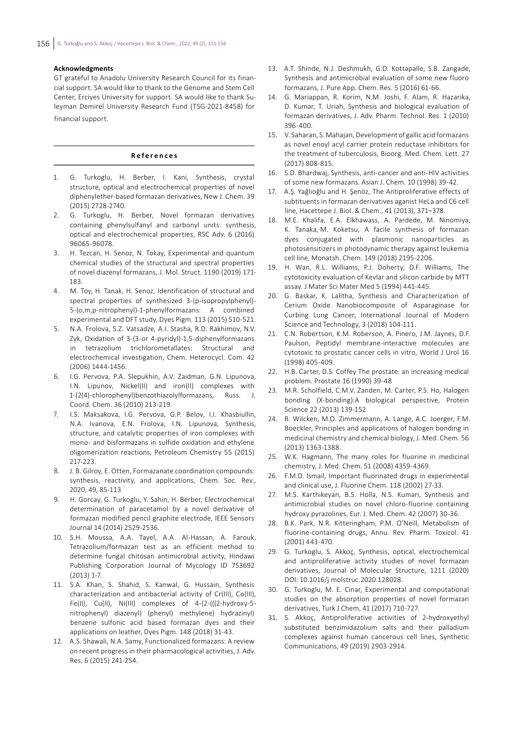## Acknowledgments

GT grateful to Anadolu University Research Council for its financial support. SA would like to thank to the Genome and Stem Cell Center, Erciyes University for support. SA would like to thank Suleyman Demirel University Research Fund (TSG-2021-8458) for financial support.

## References

1. G. Turkoglu, H. Berber, I. Kani, Synthesis, crystal structure, optical and electrochemical properties of novel diphenylether-based formazan derivatives, New J. Chem. 39 (2015) 2728-2740.
2. G. Turkoglu, H. Berber, Novel formazan derivatives containing phenylsulfanyl and carbonyl units: synthesis, optical and electrochemical properties, RSC Adv. 6 (2016) 96065-96078.
3. H. Tezcan, H. Senoz, N. Tokay, Experimental and quantum chemical studies of the structural and spectral properties of novel diazenyl formazans, J. Mol. Struct. 1190 (2019) 171-183.
4. M. Toy, H. Tanak, H. Senoz, Identification of structural and spectral properties of synthesized 3-(p-isopropylphenyl)-5-(o,m,p-nitrophenyl)-1-phenylformazans: A combined experimental and DFT study, Dyes Pigm. 113 (2015) 510-521.
5. N.A. Frolova, S.Z. Vatsadze, A.I. Stasha, R.D. Rakhimov, N.V. Zyk, Oxidation of 3-(3-or 4-pyridyl)-1,5-diphenylformazans in tetrazolium trichlorometallates: Structural and electrochemical investigation, Chem. Heterocycl. Com. 42 (2006) 1444-1456.
6. I.G. Pervova, P.A. Slepukhin, A.V. Zaidman, G.N. Lipunova, I.N. Lipunov, Nickel(II) and iron(II) complexes with 1-(2(4)-chlorophenyl)benzothiazolylformazans, Russ. J. Coord. Chem. 36 (2010) 213-219.
7. I.S. Maksakova, I.G. Pervova, G.P. Belov, I.I. Khasbiullin, N.A. Ivanova, E.N. Frolova, I.N. Lipunova, Synthesis, structure, and catalytic properties of iron complexes with mono- and bisformazans in sulfide oxidation and ethylene oligomerization reactions, Petroleum Chemistry 55 (2015) 217-223.
8. J. B. Gilroy, E. Otten, Formazanate coordination compounds: synthesis, reactivity, and applications, Chem. Soc. Rev., 2020, 49, 85-113
9. H. Gorcay, G. Turkoglu, Y. Sahin, H. Berber, Electrochemical determination of paracetamol by a novel derivative of formazan modified pencil graphite electrode, IEEE Sensors Journal 14 (2014) 2529-2536.
10. S.H. Moussa, A.A. Tayel, A.A. Al-Hassan, A. Farouk, Tetrazolium/formazan test as an efficient method to determine fungal chitosan antimicrobial activity, Hindawi Publishing Corporation Journal of Mycology ID 753692 (2013) 1-7.
11. S.A. Khan, S. Shahid, S. Kanwal, G. Hussain, Synthesis characterization and antibacterial activity of Cr(III), Co(III), Fe(II), Cu(II), Ni(III) complexes of 4-(2-(((2-hydroxy-5-nitrophenyl) diazenyl) (phenyl) methylene) hydrazinyl) benzene sulfonic acid based formazan dyes and their applications on leather, Dyes Pigm. 148 (2018) 31-43.
12. A.S. Shawali, N.A. Samy, Functionalized formazans: A review on recent progress in their pharmacological activities, J. Adv. Res. 6 (2015) 241-254.
13. A.T. Shinde, N.J. Deshmukh, G.D. Kottapalle, S.B. Zangade, Synthesis and antimicrobial evaluation of some new fluoro formazans, J. Pure App. Chem. Res. 5 (2016) 61-66.
14. G. Mariappan, R. Korim, N.M. Joshi, F. Alam, R. Hazarika, D. Kumar, T. Uriah, Synthesis and biological evaluation of formazan derivatives, J. Adv. Pharm. Technol. Res. 1 (2010) 396-400.
15. V. Saharan, S. Mahajan, Development of gallic acid formazans as novel enoyl acyl carrier protein reductase inhibitors for the treatment of tuberculosis, Bioorg. Med. Chem. Lett. 27 (2017) 808-815.
16. S.D. Bhardwaj, Synthesis, anti-cancer and anti-HIV activities of some new formazans. Asian J. Chem. 10 (1998) 39-42.
17. A.Ş. Yağlıoğlu and H. Şenöz, The Antiproliferative effects of subtituents in formazan derivatives aganist HeLa and C6 cell line, Hacettepe J. Biol. & Chem., 41 (2013), 371–378.
18. M.E. Khalifa, E.A. Elkhawass, A. Pardede, M. Ninomiya, K. Tanaka,·M. Koketsu, A facile synthesis of formazan dyes conjugated with plasmonic nanoparticles as photosensitizers in photodynamic therapy against leukemia cell line, Monatsh. Chem. 149 (2018) 2195-2206.
19. H. Wan, R.L. Williams, P.J. Doherty, D.F. Williams, The cytotoxicity evaluation of Kevlar and silicon carbide by MTT assay. J Mater Sci Mater Med 5 (1994) 441-445.
20. G. Baskar, K. Lalitha, Synthesis and Characterization of Cerium Oxide Nanobiocomposite of Asparaginase for Curbing Lung Cancer, International Journal of Modern Science and Technology, 3 (2018) 104-111.
21. C.N. Robertson, K.M. Roberson, A. Pinero, J.M. Jaynes, D.F. Paulson, Peptidyl membrane-interactive molecules are cytotoxic to prostatic cancer cells in vitro, World J Urol 16 (1998) 405-409.
22. H.B. Carter, D.S. Coffey The prostate: an increasing medical problem. Prostate 16 (1990) 39-48
23. M.R. Scholfield, C.M.V. Zanden, M. Carter, P.S. Ho, Halogen bonding (X-bonding):A biological perspective, Protein Science 22 (2013) 139-152
24. R. Wilcken, M.O. Zimmermann, A. Lange, A.C. Joerger, F.M. Boeckler, Principles and applications of halogen bonding in medicinal chemistry and chemical biology, J. Med. Chem. 56 (2013) 1363-1388.
25. W.K. Hagmann, The many roles for fluorine in medicinal chemistry, J. Med. Chem. 51 (2008) 4359-4369.
26. F.M.D. Ismail, Important fluorinated drugs in experimental and clinical use, J. Fluorine Chem. 118 (2002) 27-33.
27. M.S. Karthikeyan, B.S. Holla, N.S. Kumari, Synthesis and antimicrobial studies on novel chloro-fluorine containing hydroxy pyrazolines, Eur. J. Med. Chem. 42 (2007) 30-36.
28. B.K. Park, N.R. Kitteringham, P.M. O'Neill, Metabolism of fluorine-containing drugs, Annu. Rev. Pharm. Toxicol. 41 (2001) 443-470.
29. G. Turkoglu, S. Akkoç, Synthesis, optical, electrochemical and antiproliferative activity studies of novel formazan derivatives, Journal of Molecular Structure, 1211 (2020) DOI: 10.1016/j.molstruc.2020.128028.
30. G. Turkoglu, M. E. Cinar, Experimental and computational studies on the absorption properties of novel formazan derivatives, Turk J Chem, 41 (2017) 710-727.
31. S. Akkoç, Antiproliferative activities of 2-hydroxyethyl substituted benzimidazolium salts and their palladium complexes against human cancerous cell lines, Synthetic Communications, 49 (2019) 2903-2914.